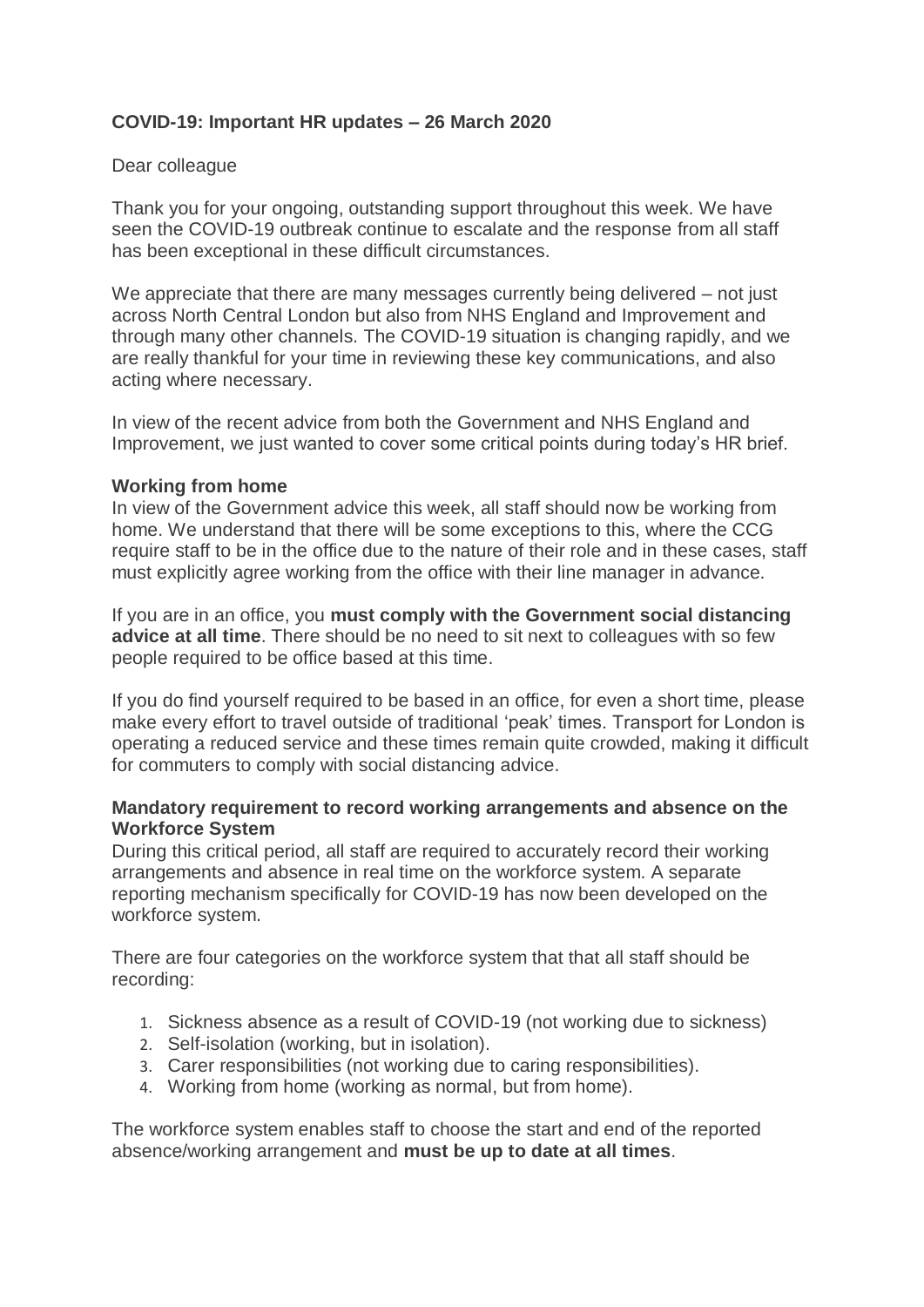**COVID-19: Important HR updates – 26 March 2020**

Dear colleague

Thank you for your ongoing, outstanding support throughout this week. We have seen the COVID-19 outbreak continue to escalate and the response from all staff has been exceptional in these difficult circumstances.

We appreciate that there are many messages currently being delivered – not just across North Central London but also from NHS England and Improvement and through many other channels. The COVID-19 situation is changing rapidly, and we are really thankful for your time in reviewing these key communications, and also acting where necessary.

In view of the recent advice from both the Government and NHS England and Improvement, we just wanted to cover some critical points during today's HR brief.

**Working from home**

In view of the Government advice this week, all staff should now be working from home. We understand that there will be some exceptions to this, where the CCG require staff to be in the office due to the nature of their role and in these cases, staff must explicitly agree working from the office with their line manager in advance.

If you are in an office, you **must comply with the Government social distancing advice at all time**. There should be no need to sit next to colleagues with so few people required to be office based at this time.

If you do find yourself required to be based in an office, for even a short time, please make every effort to travel outside of traditional 'peak' times. Transport for London is operating a reduced service and these times remain quite crowded, making it difficult for commuters to comply with social distancing advice.

**Mandatory requirement to record working arrangements and absence on the Workforce System**

During this critical period, all staff are required to accurately record their working arrangements and absence in real time on the workforce system. A separate reporting mechanism specifically for COVID-19 has now been developed on the workforce system.

There are four categories on the workforce system that that all staff should be recording:

1. Sickness absence as a result of COVID-19 (not working due to sickness)
2. Self-isolation (working, but in isolation).
3. Carer responsibilities (not working due to caring responsibilities).
4. Working from home (working as normal, but from home).

The workforce system enables staff to choose the start and end of the reported absence/working arrangement and **must be up to date at all times**.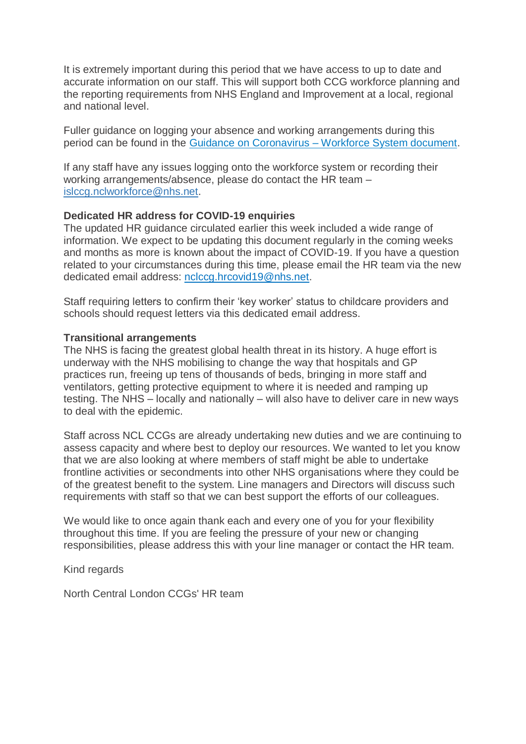It is extremely important during this period that we have access to up to date and accurate information on our staff. This will support both CCG workforce planning and the reporting requirements from NHS England and Improvement at a local, regional and national level.

Fuller guidance on logging your absence and working arrangements during this period can be found in the [Guidance on Coronavirus – Workforce System document](#).

If any staff have any issues logging onto the workforce system or recording their working arrangements/absence, please do contact the HR team – [islccg.nclworkforce@nhs.net](mailto:islccg.nclworkforce@nhs.net).

**Dedicated HR address for COVID-19 enquiries**

The updated HR guidance circulated earlier this week included a wide range of information. We expect to be updating this document regularly in the coming weeks and months as more is known about the impact of COVID-19. If you have a question related to your circumstances during this time, please email the HR team via the new dedicated email address: [nclccg.hrcovid19@nhs.net](mailto:nclccg.hrcovid19@nhs.net).

Staff requiring letters to confirm their 'key worker' status to childcare providers and schools should request letters via this dedicated email address.

**Transitional arrangements**

The NHS is facing the greatest global health threat in its history. A huge effort is underway with the NHS mobilising to change the way that hospitals and GP practices run, freeing up tens of thousands of beds, bringing in more staff and ventilators, getting protective equipment to where it is needed and ramping up testing. The NHS – locally and nationally – will also have to deliver care in new ways to deal with the epidemic.

Staff across NCL CCGs are already undertaking new duties and we are continuing to assess capacity and where best to deploy our resources. We wanted to let you know that we are also looking at where members of staff might be able to undertake frontline activities or secondments into other NHS organisations where they could be of the greatest benefit to the system. Line managers and Directors will discuss such requirements with staff so that we can best support the efforts of our colleagues.

We would like to once again thank each and every one of you for your flexibility throughout this time. If you are feeling the pressure of your new or changing responsibilities, please address this with your line manager or contact the HR team.

Kind regards

North Central London CCGs' HR team